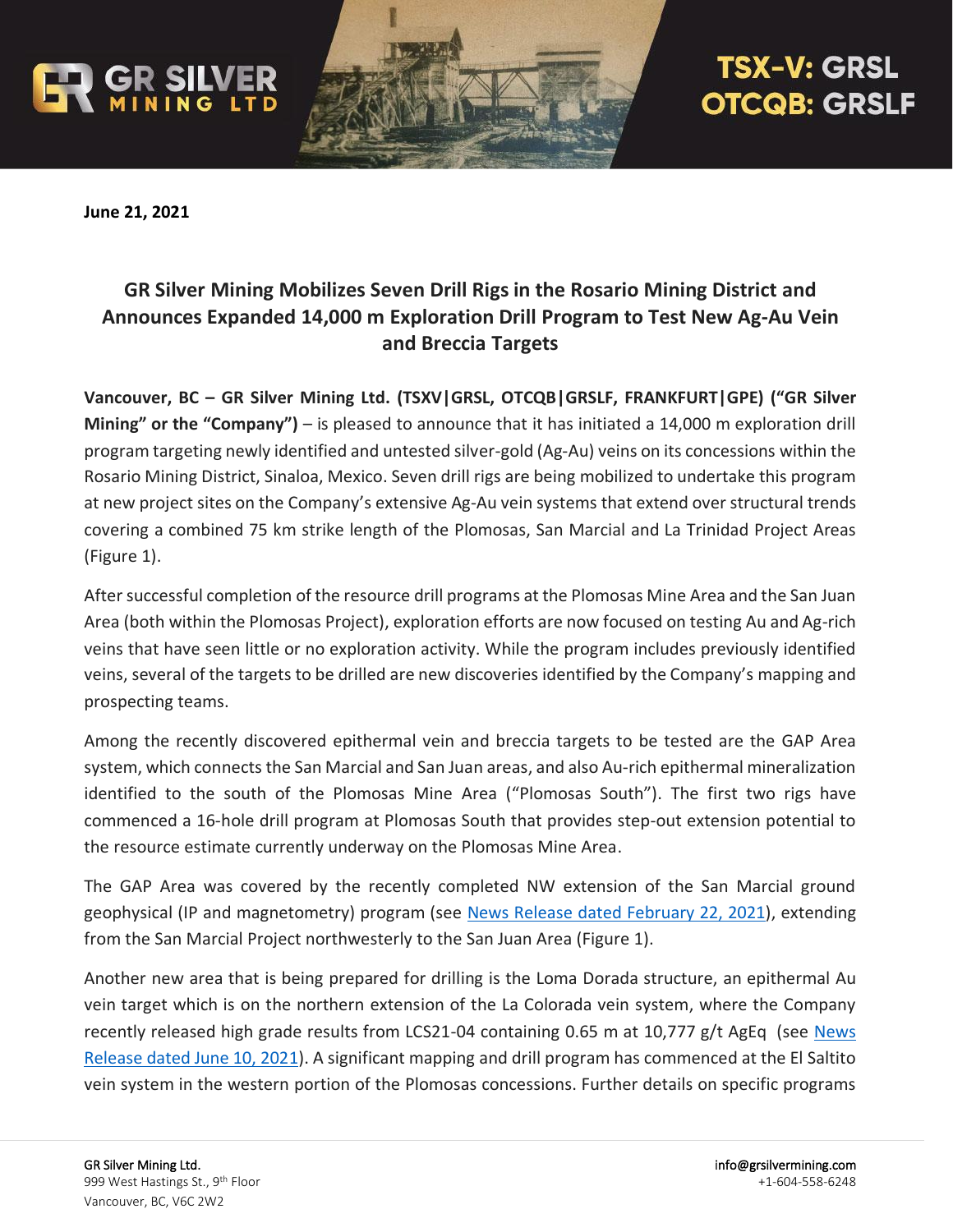June 21, 2021

# GR Silver Mining Mobilizes Seven Drill Rigs in the Rosario Mining District and Announces Expanded 14,000 m Exploration Drill Program to Test New Ag-Au Vein and Breccia Targets

**Vancouver, BC – GR Silver Mining Ltd. (TSXV|GRSL, OTCQB|GRSLF, FRANKFURT|GPE) ("GR Silver Mining" or the "Company")** – is pleased to announce that it has initiated a 14,000 m exploration drill program targeting newly identified and untested silver-gold (Ag-Au) veins on its concessions within the Rosario Mining District, Sinaloa, Mexico. Seven drill rigs are being mobilized to undertake this program at new project sites on the Company's extensive Ag-Au vein systems that extend over structural trends covering a combined 75 km strike length of the Plomosas, San Marcial and La Trinidad Project Areas (Figure 1).

After successful completion of the resource drill programs at the Plomosas Mine Area and the San Juan Area (both within the Plomosas Project), exploration efforts are now focused on testing Au and Ag-rich veins that have seen little or no exploration activity. While the program includes previously identified veins, several of the targets to be drilled are new discoveries identified by the Company's mapping and prospecting teams.

Among the recently discovered epithermal vein and breccia targets to be tested are the GAP Area system, which connects the San Marcial and San Juan areas, and also Au-rich epithermal mineralization identified to the south of the Plomosas Mine Area ("Plomosas South"). The first two rigs have commenced a 16-hole drill program at Plomosas South that provides step-out extension potential to the resource estimate currently underway on the Plomosas Mine Area.

The GAP Area was covered by the recently completed NW extension of the San Marcial ground geophysical (IP and magnetometry) program (see News Release dated February 22, 2021), extending from the San Marcial Project northwesterly to the San Juan Area (Figure 1).

Another new area that is being prepared for drilling is the Loma Dorada structure, an epithermal Au vein target which is on the northern extension of the La Colorada vein system, where the Company recently released high grade results from LCS21-04 containing 0.65 m at 10,777 g/t AgEq (see News Release dated June 10, 2021). A significant mapping and drill program has commenced at the El Saltito vein system in the western portion of the Plomosas concessions. Further details on specific programs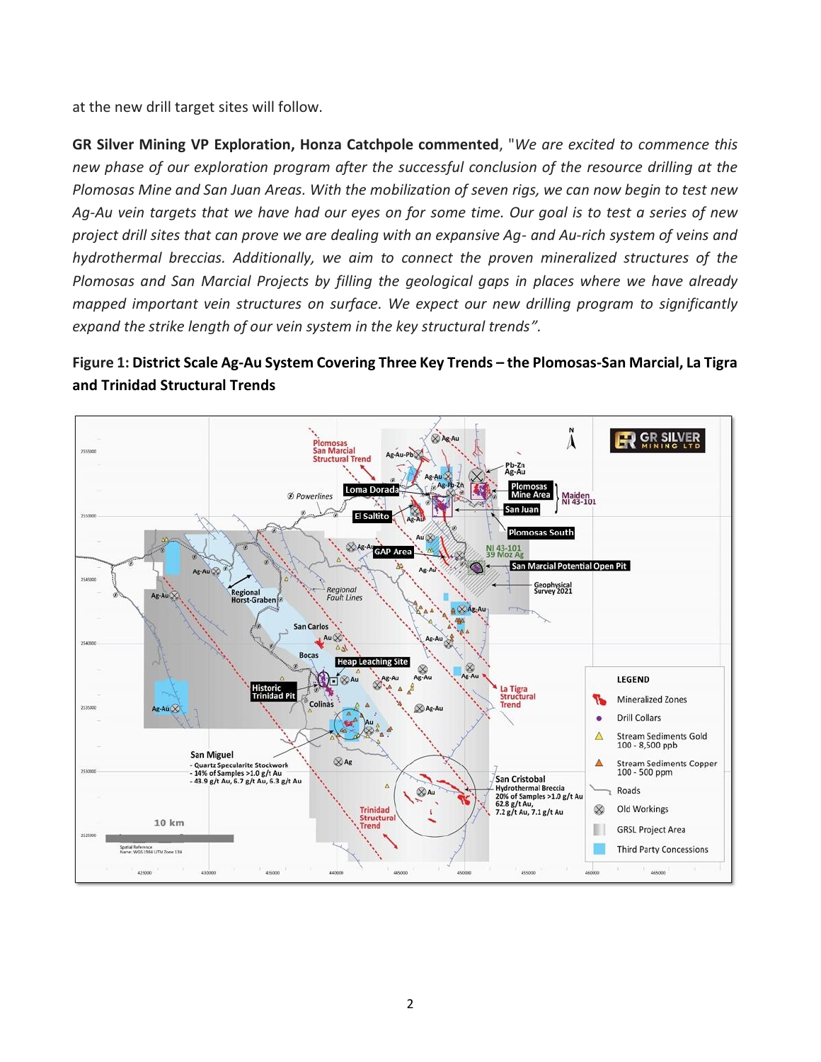at the new drill target sites will follow.

**GR Silver Mining VP Exploration, Honza Catchpole commented**, "*We are excited to commence this new phase of our exploration program after the successful conclusion of the resource drilling at the Plomosas Mine and San Juan Areas. With the mobilization of seven rigs, we can now begin to test new Ag-Au vein targets that we have had our eyes on for some time. Our goal is to test a series of new project drill sites that can prove we are dealing with an expansive Ag- and Au-rich system of veins and hydrothermal breccias. Additionally, we aim to connect the proven mineralized structures of the Plomosas and San Marcial Projects by filling the geological gaps in places where we have already mapped important vein structures on surface. We expect our new drilling program to significantly expand the strike length of our vein system in the key structural trends".*

**Figure 1: District Scale Ag-Au System Covering Three Key Trends – the Plomosas-San Marcial, La Tigra and Trinidad Structural Trends**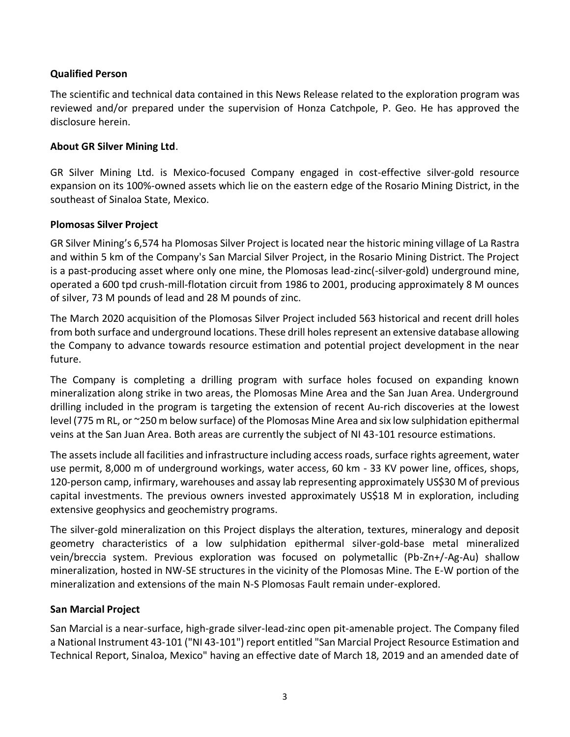**Qualified Person**

The scientific and technical data contained in this News Release related to the exploration program was reviewed and/or prepared under the supervision of Honza Catchpole, P. Geo. He has approved the disclosure herein.

**About GR Silver Mining Ltd**.

GR Silver Mining Ltd. is Mexico-focused Company engaged in cost-effective silver-gold resource expansion on its 100%-owned assets which lie on the eastern edge of the Rosario Mining District, in the southeast of Sinaloa State, Mexico.

**Plomosas Silver Project**

GR Silver Mining's 6,574 ha Plomosas Silver Project is located near the historic mining village of La Rastra and within 5 km of the Company's San Marcial Silver Project, in the Rosario Mining District. The Project is a past-producing asset where only one mine, the Plomosas lead-zinc(-silver-gold) underground mine, operated a 600 tpd crush-mill-flotation circuit from 1986 to 2001, producing approximately 8 M ounces of silver, 73 M pounds of lead and 28 M pounds of zinc.

The March 2020 acquisition of the Plomosas Silver Project included 563 historical and recent drill holes from both surface and underground locations. These drill holes represent an extensive database allowing the Company to advance towards resource estimation and potential project development in the near future.

The Company is completing a drilling program with surface holes focused on expanding known mineralization along strike in two areas, the Plomosas Mine Area and the San Juan Area. Underground drilling included in the program is targeting the extension of recent Au-rich discoveries at the lowest level (775 m RL, or ~250 m below surface) of the Plomosas Mine Area and six low sulphidation epithermal veins at the San Juan Area. Both areas are currently the subject of NI 43-101 resource estimations.

The assets include all facilities and infrastructure including access roads, surface rights agreement, water use permit, 8,000 m of underground workings, water access, 60 km - 33 KV power line, offices, shops, 120-person camp, infirmary, warehouses and assay lab representing approximately US$30 M of previous capital investments. The previous owners invested approximately US$18 M in exploration, including extensive geophysics and geochemistry programs.

The silver-gold mineralization on this Project displays the alteration, textures, mineralogy and deposit geometry characteristics of a low sulphidation epithermal silver-gold-base metal mineralized vein/breccia system. Previous exploration was focused on polymetallic (Pb-Zn+/-Ag-Au) shallow mineralization, hosted in NW-SE structures in the vicinity of the Plomosas Mine. The E-W portion of the mineralization and extensions of the main N-S Plomosas Fault remain under-explored.

**San Marcial Project**

San Marcial is a near-surface, high-grade silver-lead-zinc open pit-amenable project. The Company filed a National Instrument 43-101 ("NI 43-101") report entitled "San Marcial Project Resource Estimation and Technical Report, Sinaloa, Mexico" having an effective date of March 18, 2019 and an amended date of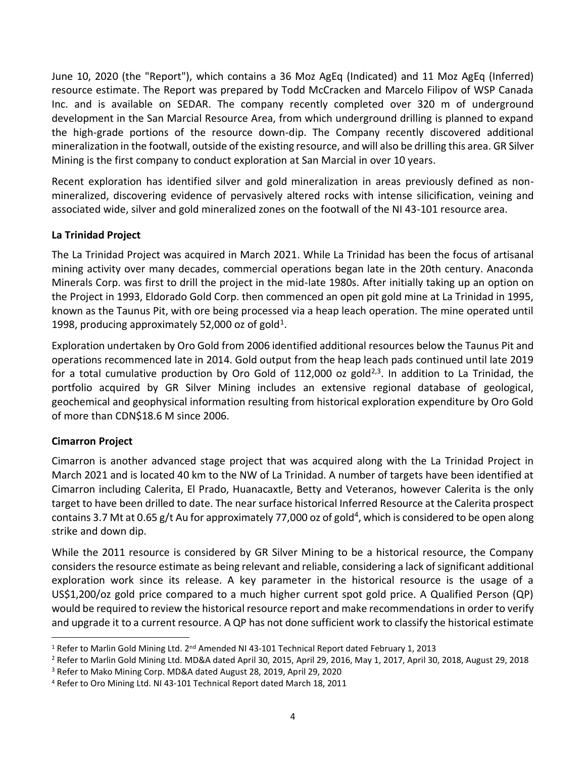June 10, 2020 (the "Report"), which contains a 36 Moz AgEq (Indicated) and 11 Moz AgEq (Inferred) resource estimate. The Report was prepared by Todd McCracken and Marcelo Filipov of WSP Canada Inc. and is available on SEDAR. The company recently completed over 320 m of underground development in the San Marcial Resource Area, from which underground drilling is planned to expand the high-grade portions of the resource down-dip. The Company recently discovered additional mineralization in the footwall, outside of the existing resource, and will also be drilling this area. GR Silver Mining is the first company to conduct exploration at San Marcial in over 10 years.

Recent exploration has identified silver and gold mineralization in areas previously defined as non-mineralized, discovering evidence of pervasively altered rocks with intense silicification, veining and associated wide, silver and gold mineralized zones on the footwall of the NI 43-101 resource area.

**La Trinidad Project**

The La Trinidad Project was acquired in March 2021. While La Trinidad has been the focus of artisanal mining activity over many decades, commercial operations began late in the 20th century. Anaconda Minerals Corp. was first to drill the project in the mid-late 1980s. After initially taking up an option on the Project in 1993, Eldorado Gold Corp. then commenced an open pit gold mine at La Trinidad in 1995, known as the Taunus Pit, with ore being processed via a heap leach operation. The mine operated until 1998, producing approximately 52,000 oz of gold[1].

Exploration undertaken by Oro Gold from 2006 identified additional resources below the Taunus Pit and operations recommenced late in 2014. Gold output from the heap leach pads continued until late 2019 for a total cumulative production by Oro Gold of 112,000 oz gold[2,3]. In addition to La Trinidad, the portfolio acquired by GR Silver Mining includes an extensive regional database of geological, geochemical and geophysical information resulting from historical exploration expenditure by Oro Gold of more than CDN$18.6 M since 2006.

**Cimarron Project**

Cimarron is another advanced stage project that was acquired along with the La Trinidad Project in March 2021 and is located 40 km to the NW of La Trinidad. A number of targets have been identified at Cimarron including Calerita, El Prado, Huanacaxtle, Betty and Veteranos, however Calerita is the only target to have been drilled to date. The near surface historical Inferred Resource at the Calerita prospect contains 3.7 Mt at 0.65 g/t Au for approximately 77,000 oz of gold[4], which is considered to be open along strike and down dip.

While the 2011 resource is considered by GR Silver Mining to be a historical resource, the Company considers the resource estimate as being relevant and reliable, considering a lack of significant additional exploration work since its release. A key parameter in the historical resource is the usage of a US$1,200/oz gold price compared to a much higher current spot gold price. A Qualified Person (QP) would be required to review the historical resource report and make recommendations in order to verify and upgrade it to a current resource. A QP has not done sufficient work to classify the historical estimate

---

[1] Refer to Marlin Gold Mining Ltd. 2nd Amended NI 43-101 Technical Report dated February 1, 2013

[2] Refer to Marlin Gold Mining Ltd. MD&A dated April 30, 2015, April 29, 2016, May 1, 2017, April 30, 2018, August 29, 2018

[3] Refer to Mako Mining Corp. MD&A dated August 28, 2019, April 29, 2020

[4] Refer to Oro Mining Ltd. NI 43-101 Technical Report dated March 18, 2011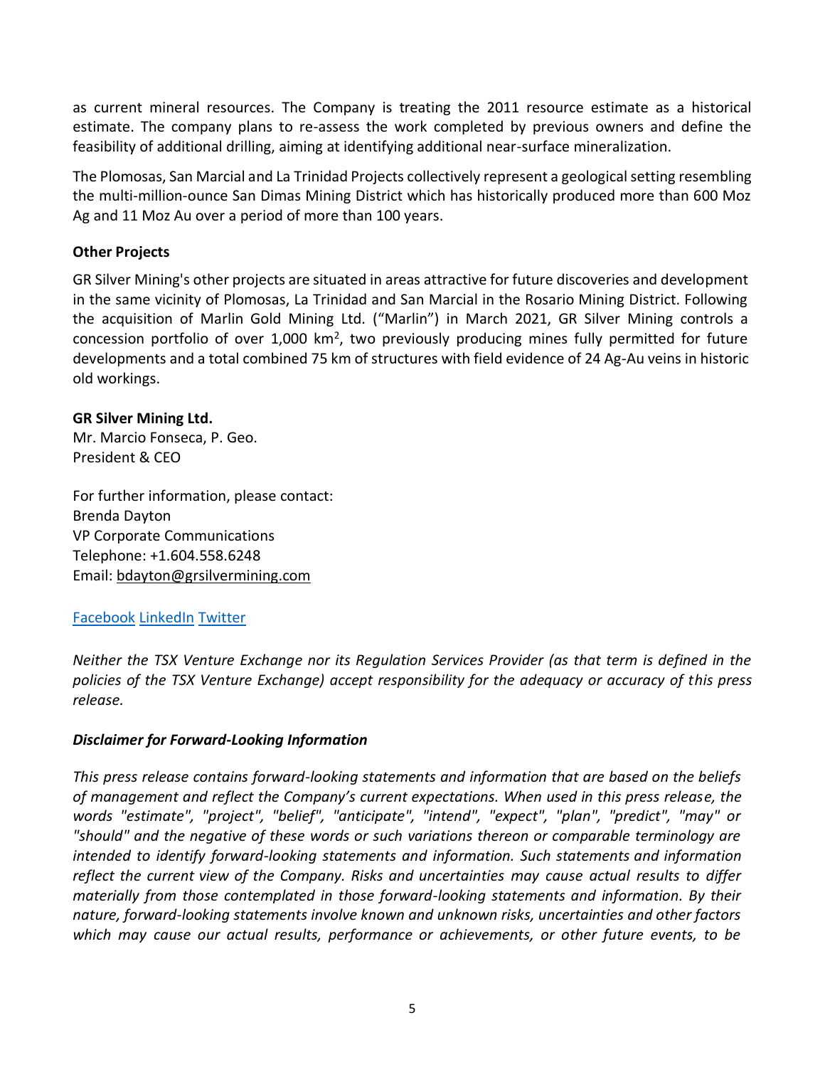as current mineral resources. The Company is treating the 2011 resource estimate as a historical estimate. The company plans to re-assess the work completed by previous owners and define the feasibility of additional drilling, aiming at identifying additional near-surface mineralization.

The Plomosas, San Marcial and La Trinidad Projects collectively represent a geological setting resembling the multi-million-ounce San Dimas Mining District which has historically produced more than 600 Moz Ag and 11 Moz Au over a period of more than 100 years.

**Other Projects**

GR Silver Mining's other projects are situated in areas attractive for future discoveries and development in the same vicinity of Plomosas, La Trinidad and San Marcial in the Rosario Mining District. Following the acquisition of Marlin Gold Mining Ltd. ("Marlin") in March 2021, GR Silver Mining controls a concession portfolio of over 1,000 $km^2$, two previously producing mines fully permitted for future developments and a total combined 75 km of structures with field evidence of 24 Ag-Au veins in historic old workings.

**GR Silver Mining Ltd.**
Mr. Marcio Fonseca, P. Geo.
President & CEO

For further information, please contact:
Brenda Dayton
VP Corporate Communications
Telephone: +1.604.558.6248
Email: bdayton@grsilvermining.com

Facebook LinkedIn Twitter

*Neither the TSX Venture Exchange nor its Regulation Services Provider (as that term is defined in the policies of the TSX Venture Exchange) accept responsibility for the adequacy or accuracy of this press release.*

***Disclaimer for Forward-Looking Information***

*This press release contains forward-looking statements and information that are based on the beliefs of management and reflect the Company's current expectations. When used in this press release, the words "estimate", "project", "belief", "anticipate", "intend", "expect", "plan", "predict", "may" or "should" and the negative of these words or such variations thereon or comparable terminology are intended to identify forward-looking statements and information. Such statements and information reflect the current view of the Company. Risks and uncertainties may cause actual results to differ materially from those contemplated in those forward-looking statements and information. By their nature, forward-looking statements involve known and unknown risks, uncertainties and other factors which may cause our actual results, performance or achievements, or other future events, to be*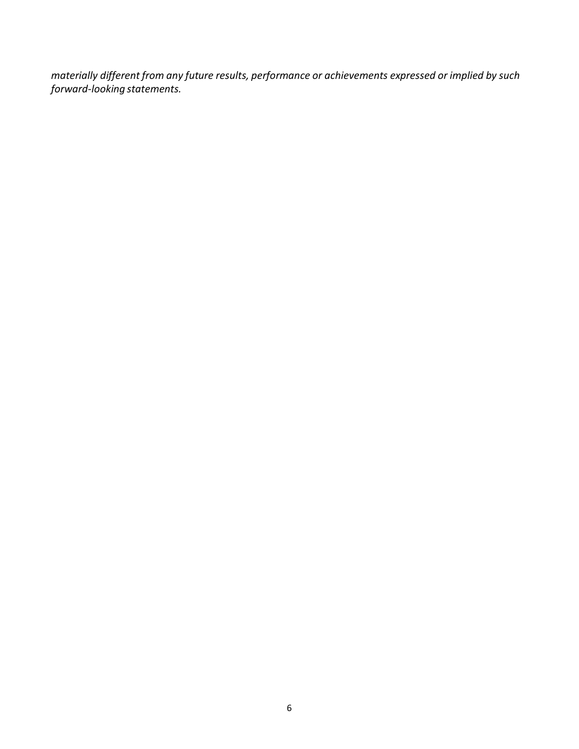*materially different from any future results, performance or achievements expressed or implied by such forward-looking statements.*